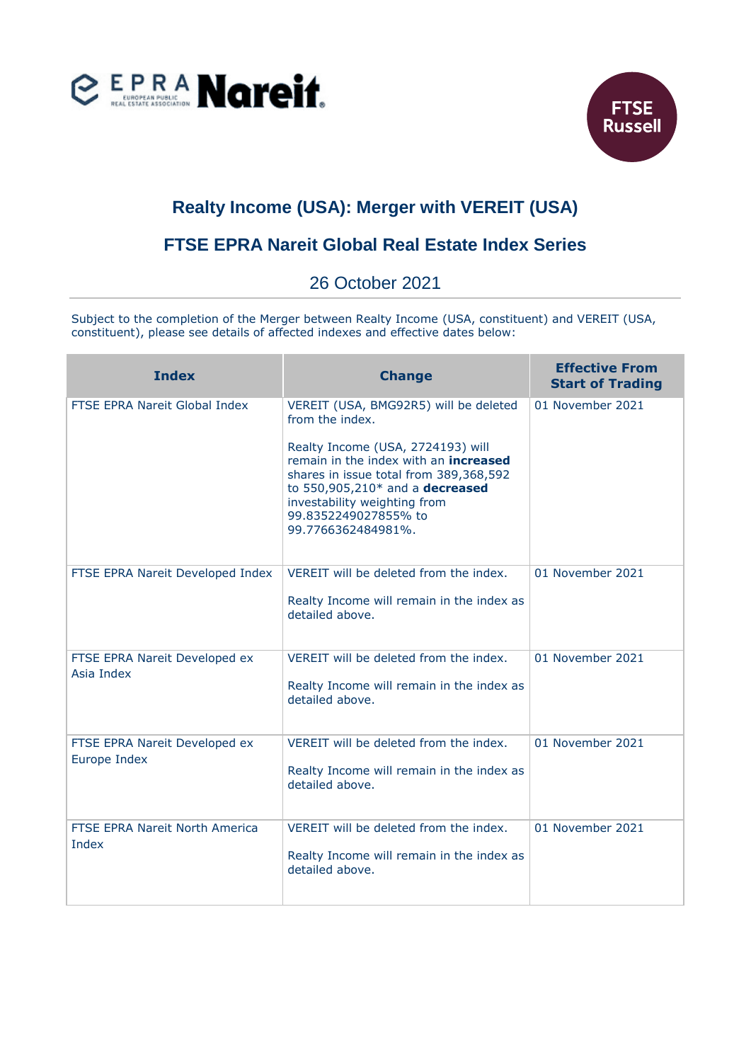# Realty Income (USA): Merger with VEREIT (USA)

## FTSE EPRA Nareit Global Real Estate Index Series

26 October 2021

Subject to the completion of the Merger between Realty Income (USA, constituent) and VEREIT (USA, constituent), please see details of affected indexes and effective dates below:

| Index | Change | Effective From Start of Trading |
|---|---|---|
| FTSE EPRA Nareit Global Index | VEREIT (USA, BMG92R5) will be deleted from the index.<br><br>Realty Income (USA, 2724193) will remain in the index with an **increased** shares in issue total from 389,368,592 to 550,905,210* and a **decreased** investability weighting from 99.8352249027855% to 99.7766362484981%. | 01 November 2021 |
| FTSE EPRA Nareit Developed Index | VEREIT will be deleted from the index.<br><br>Realty Income will remain in the index as detailed above. | 01 November 2021 |
| FTSE EPRA Nareit Developed ex Asia Index | VEREIT will be deleted from the index.<br><br>Realty Income will remain in the index as detailed above. | 01 November 2021 |
| FTSE EPRA Nareit Developed ex Europe Index | VEREIT will be deleted from the index.<br><br>Realty Income will remain in the index as detailed above. | 01 November 2021 |
| FTSE EPRA Nareit North America Index | VEREIT will be deleted from the index.<br><br>Realty Income will remain in the index as detailed above. | 01 November 2021 |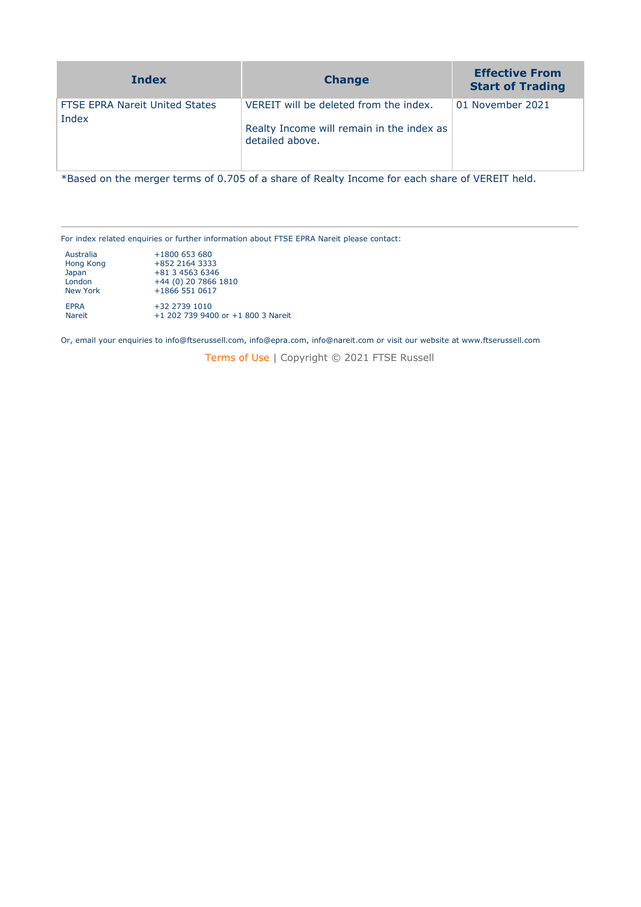| Index | Change | Effective From Start of Trading |
| --- | --- | --- |
| FTSE EPRA Nareit United States Index | VEREIT will be deleted from the index.<br><br>Realty Income will remain in the index as detailed above. | 01 November 2021 |

*Based on the merger terms of 0.705 of a share of Realty Income for each share of VEREIT held.

---

For index related enquiries or further information about FTSE EPRA Nareit please contact:

| | |
| --- | --- |
| Australia | +1800 653 680 |
| Hong Kong | +852 2164 3333 |
| Japan | +81 3 4563 6346 |
| London | +44 (0) 20 7866 1810 |
| New York | +1866 551 0617 |
| EPRA | +32 2739 1010 |
| Nareit | +1 202 739 9400 or +1 800 3 Nareit |

Or, email your enquiries to info@ftserussell.com, info@epra.com, info@nareit.com or visit our website at www.ftserussell.com

Terms of Use | Copyright © 2021 FTSE Russell